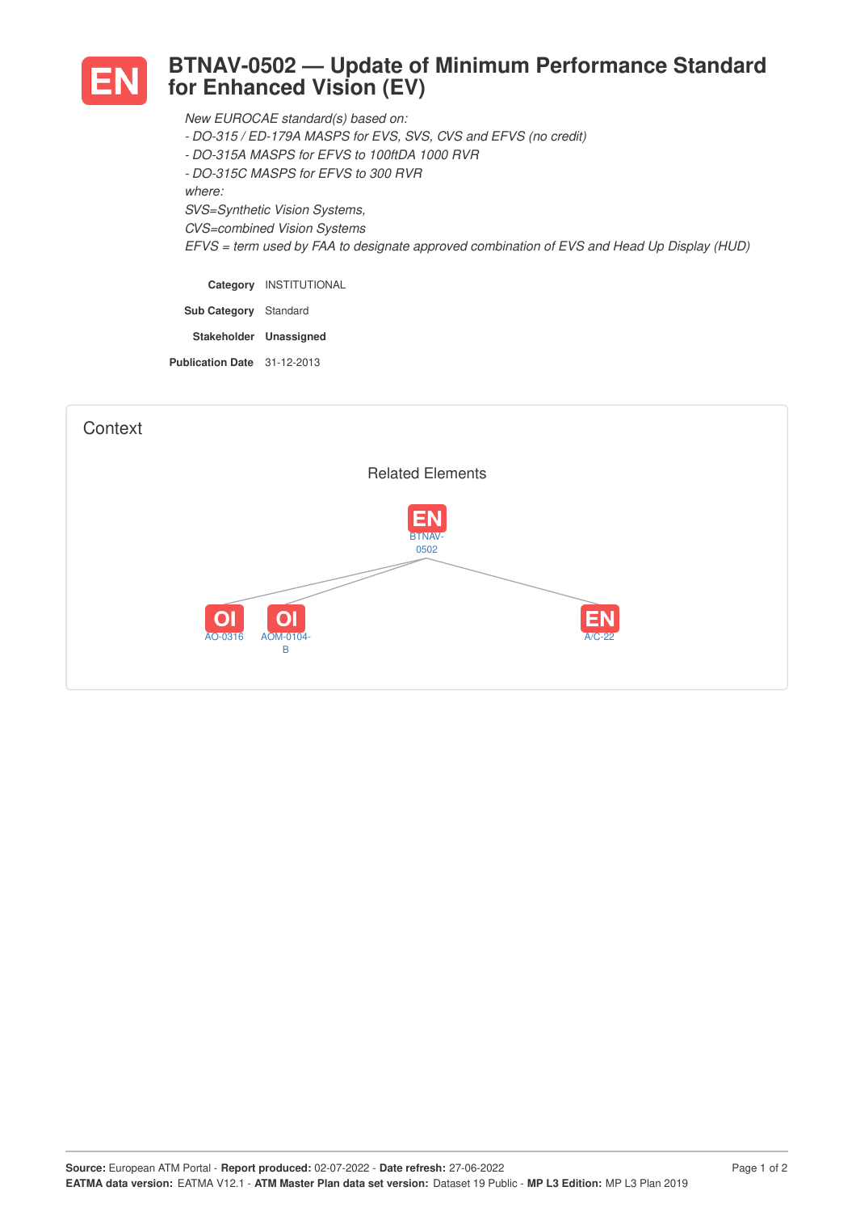# EN BTNAV-0502 — Update of Minimum Performance Standard for Enhanced Vision (EV)

*New EUROCAE standard(s) based on:*
*- DO-315 / ED-179A MASPS for EVS, SVS, CVS and EFVS (no credit)*
*- DO-315A MASPS for EFVS to 100ftDA 1000 RVR*
*- DO-315C MASPS for EFVS to 300 RVR*
*where:*
*SVS=Synthetic Vision Systems,*
*CVS=combined Vision Systems*
*EFVS = term used by FAA to designate approved combination of EVS and Head Up Display (HUD)*

**Category** INSTITUTIONAL

**Sub Category** Standard

**Stakeholder** **Unassigned**

**Publication Date** 31-12-2013

## Context

### Related Elements

EN BTNAV-0502

OI AO-0316

OI AOM-0104-B

EN A/C-22

**Source:** European ATM Portal - **Report produced:** 02-07-2022 - **Date refresh:** 27-06-2022
**EATMA data version:** EATMA V12.1 - **ATM Master Plan data set version:** Dataset 19 Public - **MP L3 Edition:** MP L3 Plan 2019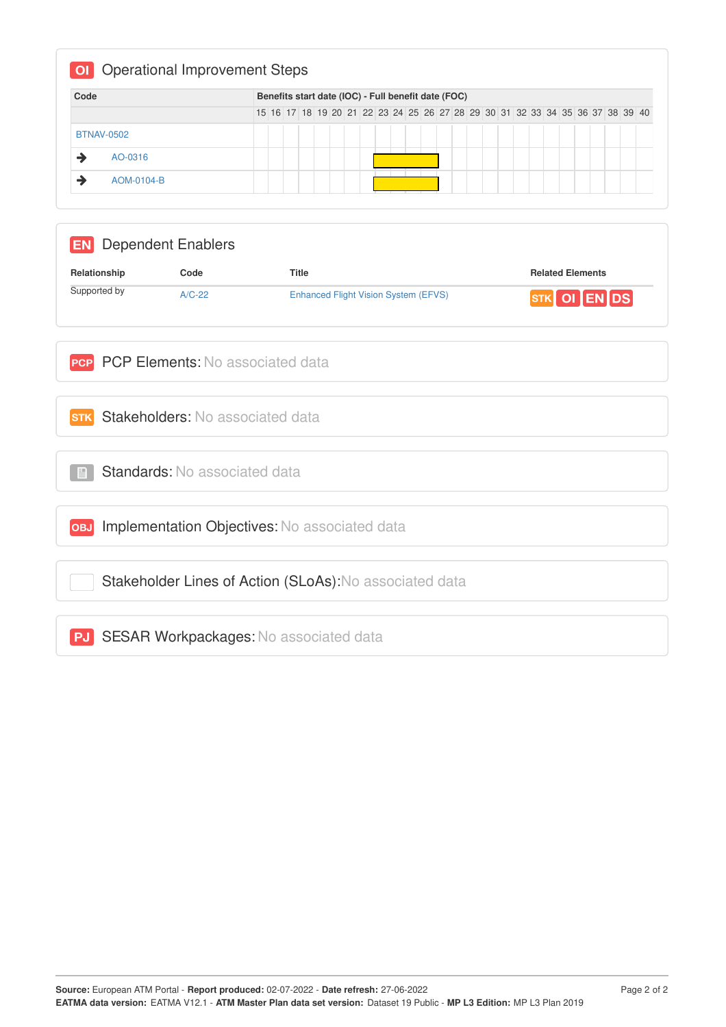## OI Operational Improvement Steps

| Code | Benefits start date (IOC) - Full benefit date (FOC) |
|---|---|
| | 15 16 17 18 19 20 21 22 23 24 25 26 27 28 29 30 31 32 33 34 35 36 37 38 39 40 |
| BTNAV-0502 | |
| → AO-0316 | |
| → AOM-0104-B | |

## EN Dependent Enablers

| Relationship | Code | Title | Related Elements |
|---|---|---|---|
| Supported by | A/C-22 | Enhanced Flight Vision System (EFVS) | STK OI EN DS |

## PCP PCP Elements: No associated data

## STK Stakeholders: No associated data

## Standards: No associated data

## OBJ Implementation Objectives: No associated data

## Stakeholder Lines of Action (SLoAs): No associated data

## PJ SESAR Workpackages: No associated data

**Source:** European ATM Portal - **Report produced:** 02-07-2022 - **Date refresh:** 27-06-2022
**EATMA data version:** EATMA V12.1 - **ATM Master Plan data set version:** Dataset 19 Public - **MP L3 Edition:** MP L3 Plan 2019